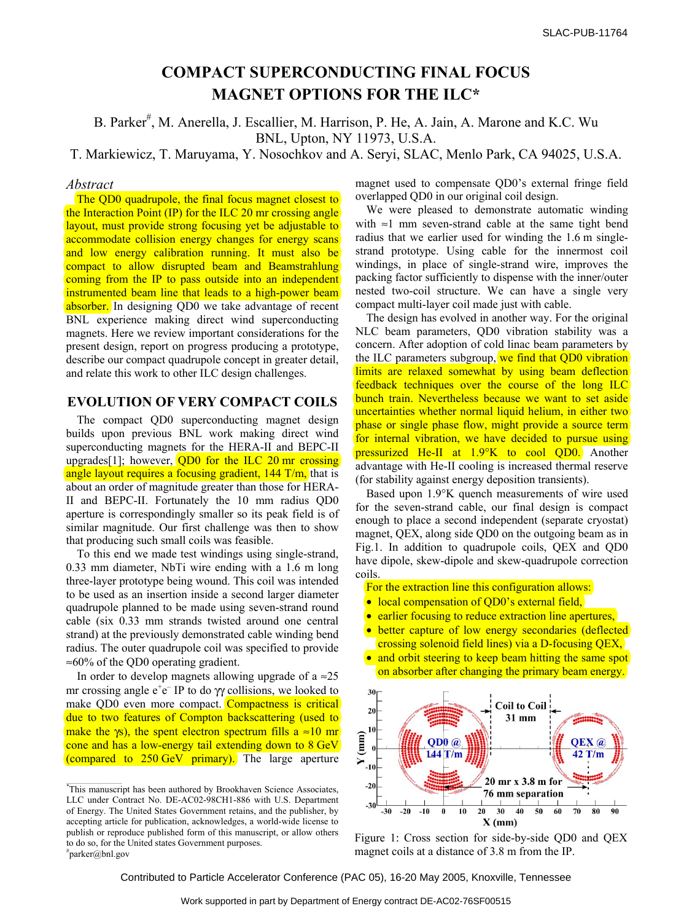SLAC-PUB-11764

# COMPACT SUPERCONDUCTING FINAL FOCUS MAGNET OPTIONS FOR THE ILC*

B. Parker#, M. Anerella, J. Escallier, M. Harrison, P. He, A. Jain, A. Marone and K.C. Wu
BNL, Upton, NY 11973, U.S.A.
T. Markiewicz, T. Maruyama, Y. Nosochkov and A. Seryi, SLAC, Menlo Park, CA 94025, U.S.A.

*Abstract*

The QD0 quadrupole, the final focus magnet closest to the Interaction Point (IP) for the ILC 20 mr crossing angle layout, must provide strong focusing yet be adjustable to accommodate collision energy changes for energy scans and low energy calibration running. It must also be compact to allow disrupted beam and Beamstrahlung coming from the IP to pass outside into an independent instrumented beam line that leads to a high-power beam absorber. In designing QD0 we take advantage of recent BNL experience making direct wind superconducting magnets. Here we review important considerations for the present design, report on progress producing a prototype, describe our compact quadrupole concept in greater detail, and relate this work to other ILC design challenges.

## EVOLUTION OF VERY COMPACT COILS

The compact QD0 superconducting magnet design builds upon previous BNL work making direct wind superconducting magnets for the HERA-II and BEPC-II upgrades[1]; however, QD0 for the ILC 20 mr crossing angle layout requires a focusing gradient, 144 T/m, that is about an order of magnitude greater than those for HERA-II and BEPC-II. Fortunately the 10 mm radius QD0 aperture is correspondingly smaller so its peak field is of similar magnitude. Our first challenge was then to show that producing such small coils was feasible.

To this end we made test windings using single-strand, 0.33 mm diameter, NbTi wire ending with a 1.6 m long three-layer prototype being wound. This coil was intended to be used as an insertion inside a second larger diameter quadrupole planned to be made using seven-strand round cable (six 0.33 mm strands twisted around one central strand) at the previously demonstrated cable winding bend radius. The outer quadrupole coil was specified to provide ≈60% of the QD0 operating gradient.

In order to develop magnets allowing upgrade of a ≈25 mr crossing angle $e^+e^-$ IP to do $\gamma\gamma$ collisions, we looked to make QD0 even more compact. Compactness is critical due to two features of Compton backscattering (used to make the $\gamma$s), the spent electron spectrum fills a ≈10 mr cone and has a low-energy tail extending down to 8 GeV (compared to 250 GeV primary). The large aperture magnet used to compensate QD0's external fringe field overlapped QD0 in our original coil design.

We were pleased to demonstrate automatic winding with ≈1 mm seven-strand cable at the same tight bend radius that we earlier used for winding the 1.6 m single-strand prototype. Using cable for the innermost coil windings, in place of single-strand wire, improves the packing factor sufficiently to dispense with the inner/outer nested two-coil structure. We can have a single very compact multi-layer coil made just with cable.

The design has evolved in another way. For the original NLC beam parameters, QD0 vibration stability was a concern. After adoption of cold linac beam parameters by the ILC parameters subgroup, we find that QD0 vibration limits are relaxed somewhat by using beam deflection feedback techniques over the course of the long ILC bunch train. Nevertheless because we want to set aside uncertainties whether normal liquid helium, in either two phase or single phase flow, might provide a source term for internal vibration, we have decided to pursue using pressurized He-II at 1.9°K to cool QD0. Another advantage with He-II cooling is increased thermal reserve (for stability against energy deposition transients).

Based upon 1.9°K quench measurements of wire used for the seven-strand cable, our final design is compact enough to place a second independent (separate cryostat) magnet, QEX, along side QD0 on the outgoing beam as in Fig.1. In addition to quadrupole coils, QEX and QD0 have dipole, skew-dipole and skew-quadrupole correction coils.

For the extraction line this configuration allows:

- local compensation of QD0's external field,
- earlier focusing to reduce extraction line apertures,
- better capture of low energy secondaries (deflected crossing solenoid field lines) via a D-focusing QEX,
- and orbit steering to keep beam hitting the same spot on absorber after changing the primary beam energy.

Figure 1: Cross section for side-by-side QD0 and QEX magnet coils at a distance of 3.8 m from the IP.

---

*This manuscript has been authored by Brookhaven Science Associates, LLC under Contract No. DE-AC02-98CH1-886 with U.S. Department of Energy. The United States Government retains, and the publisher, by accepting article for publication, acknowledges, a world-wide license to publish or reproduce published form of this manuscript, or allow others to do so, for the United states Government purposes.

#parker@bnl.gov

Contributed to Particle Accelerator Conference (PAC 05), 16-20 May 2005, Knoxville, Tennessee

Work supported in part by Department of Energy contract DE-AC02-76SF00515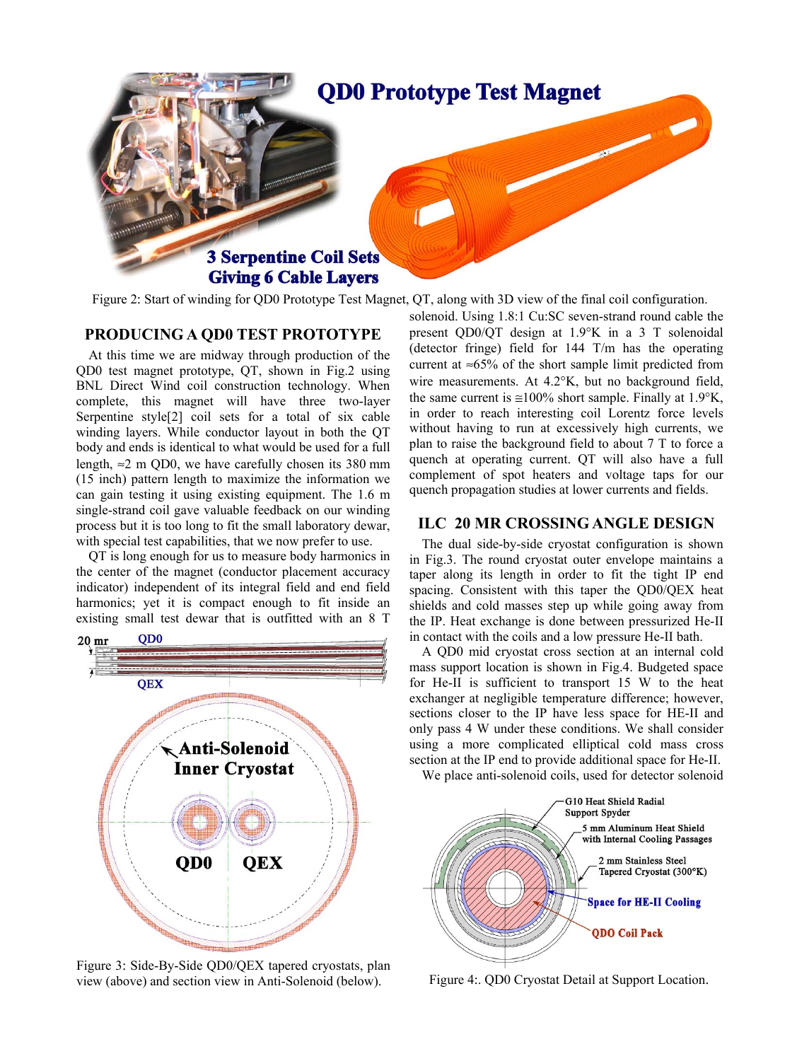Figure 2: Start of winding for QD0 Prototype Test Magnet, QT, along with 3D view of the final coil configuration.

## PRODUCING A QD0 TEST PROTOTYPE

At this time we are midway through production of the QD0 test magnet prototype, QT, shown in Fig.2 using BNL Direct Wind coil construction technology. When complete, this magnet will have three two-layer Serpentine style[2] coil sets for a total of six cable winding layers. While conductor layout in both the QT body and ends is identical to what would be used for a full length, ≈2 m QD0, we have carefully chosen its 380 mm (15 inch) pattern length to maximize the information we can gain testing it using existing equipment. The 1.6 m single-strand coil gave valuable feedback on our winding process but it is too long to fit the small laboratory dewar, with special test capabilities, that we now prefer to use.

QT is long enough for us to measure body harmonics in the center of the magnet (conductor placement accuracy indicator) independent of its integral field and end field harmonics; yet it is compact enough to fit inside an existing small test dewar that is outfitted with an 8 T solenoid. Using 1.8:1 Cu:SC seven-strand round cable the present QD0/QT design at 1.9°K in a 3 T solenoidal (detector fringe) field for 144 T/m has the operating current at ≈65% of the short sample limit predicted from wire measurements. At 4.2°K, but no background field, the same current is ≅100% short sample. Finally at 1.9°K, in order to reach interesting coil Lorentz force levels without having to run at excessively high currents, we plan to raise the background field to about 7 T to force a quench at operating current. QT will also have a full complement of spot heaters and voltage taps for our quench propagation studies at lower currents and fields.

Figure 3: Side-By-Side QD0/QEX tapered cryostats, plan view (above) and section view in Anti-Solenoid (below).

## ILC 20 MR CROSSING ANGLE DESIGN

The dual side-by-side cryostat configuration is shown in Fig.3. The round cryostat outer envelope maintains a taper along its length in order to fit the tight IP end spacing. Consistent with this taper the QD0/QEX heat shields and cold masses step up while going away from the IP. Heat exchange is done between pressurized He-II in contact with the coils and a low pressure He-II bath.

A QD0 mid cryostat cross section at an internal cold mass support location is shown in Fig.4. Budgeted space for He-II is sufficient to transport 15 W to the heat exchanger at negligible temperature difference; however, sections closer to the IP have less space for HE-II and only pass 4 W under these conditions. We shall consider using a more complicated elliptical cold mass cross section at the IP end to provide additional space for He-II.

We place anti-solenoid coils, used for detector solenoid

Figure 4:. QD0 Cryostat Detail at Support Location.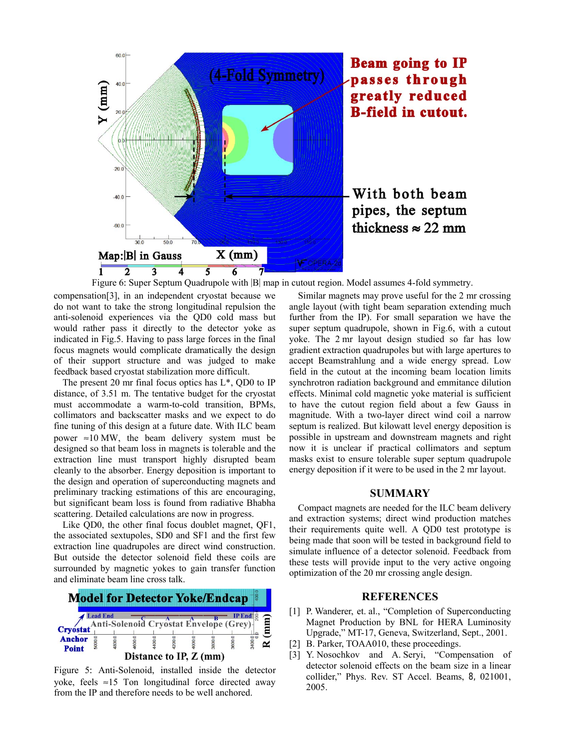Beam going to IP passes through greatly reduced B-field in cutout.

(4-Fold Symmetry)

With both beam pipes, the septum thickness ≈ 22 mm

Y (mm)

X (mm)

Map:|B| in Gauss

1 2 3 4 5 6 7

Figure 6: Super Septum Quadrupole with |B| map in cutout region. Model assumes 4-fold symmetry.

compensation[3], in an independent cryostat because we do not want to take the strong longitudinal repulsion the anti-solenoid experiences via the QD0 cold mass but would rather pass it directly to the detector yoke as indicated in Fig.5. Having to pass large forces in the final focus magnets would complicate dramatically the design of their support structure and was judged to make feedback based cryostat stabilization more difficult.

The present 20 mr final focus optics has L*, QD0 to IP distance, of 3.51 m. The tentative budget for the cryostat must accommodate a warm-to-cold transition, BPMs, collimators and backscatter masks and we expect to do fine tuning of this design at a future date. With ILC beam power ≈10 MW, the beam delivery system must be designed so that beam loss in magnets is tolerable and the extraction line must transport highly disrupted beam cleanly to the absorber. Energy deposition is important to the design and operation of superconducting magnets and preliminary tracking estimations of this are encouraging, but significant beam loss is found from radiative Bhabha scattering. Detailed calculations are now in progress.

Like QD0, the other final focus doublet magnet, QF1, the associated sextupoles, SD0 and SF1 and the first few extraction line quadrupoles are direct wind construction. But outside the detector solenoid field these coils are surrounded by magnetic yokes to gain transfer function and eliminate beam line cross talk.

Model for Detector Yoke/Endcap

Lead End

IP End

Cryostat Anchor Point

Anti-Solenoid Cryostat Envelope (Grey)

R (mm)

Distance to IP, Z (mm)

Figure 5: Anti-Solenoid, installed inside the detector yoke, feels ≈15 Ton longitudinal force directed away from the IP and therefore needs to be well anchored.

Similar magnets may prove useful for the 2 mr crossing angle layout (with tight beam separation extending much further from the IP). For small separation we have the super septum quadrupole, shown in Fig.6, with a cutout yoke. The 2 mr layout design studied so far has low gradient extraction quadrupoles but with large apertures to accept Beamstrahlung and a wide energy spread. Low field in the cutout at the incoming beam location limits synchrotron radiation background and emmitance dilution effects. Minimal cold magnetic yoke material is sufficient to have the cutout region field about a few Gauss in magnitude. With a two-layer direct wind coil a narrow septum is realized. But kilowatt level energy deposition is possible in upstream and downstream magnets and right now it is unclear if practical collimators and septum masks exist to ensure tolerable super septum quadrupole energy deposition if it were to be used in the 2 mr layout.

## SUMMARY

Compact magnets are needed for the ILC beam delivery and extraction systems; direct wind production matches their requirements quite well. A QD0 test prototype is being made that soon will be tested in background field to simulate influence of a detector solenoid. Feedback from these tests will provide input to the very active ongoing optimization of the 20 mr crossing angle design.

## REFERENCES

[1] P. Wanderer, et. al., "Completion of Superconducting Magnet Production by BNL for HERA Luminosity Upgrade," MT-17, Geneva, Switzerland, Sept., 2001.

[2] B. Parker, TOAA010, these proceedings.

[3] Y. Nosochkov and A. Seryi, "Compensation of detector solenoid effects on the beam size in a linear collider," Phys. Rev. ST Accel. Beams, 8, 021001, 2005.